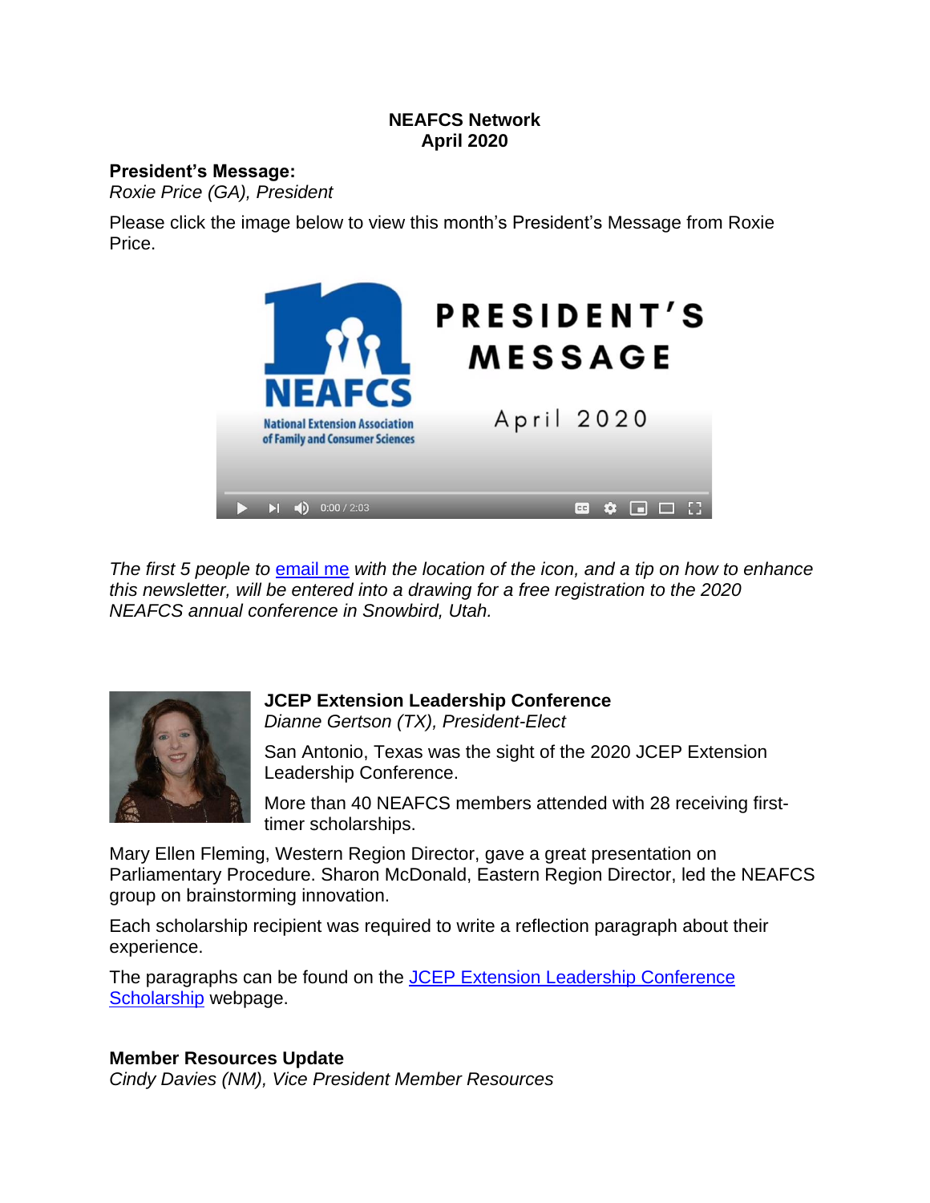# NEAFCS Network
# April 2020

**President's Message:**
*Roxie Price (GA), President*

Please click the image below to view this month's President's Message from Roxie Price.

*The first 5 people to [email me](#) with the location of the icon, and a tip on how to enhance this newsletter, will be entered into a drawing for a free registration to the 2020 NEAFCS annual conference in Snowbird, Utah.*

**JCEP Extension Leadership Conference**
*Dianne Gertson (TX), President-Elect*

San Antonio, Texas was the sight of the 2020 JCEP Extension Leadership Conference.

More than 40 NEAFCS members attended with 28 receiving first-timer scholarships.

Mary Ellen Fleming, Western Region Director, gave a great presentation on Parliamentary Procedure. Sharon McDonald, Eastern Region Director, led the NEAFCS group on brainstorming innovation.

Each scholarship recipient was required to write a reflection paragraph about their experience.

The paragraphs can be found on the [JCEP Extension Leadership Conference Scholarship](#) webpage.

**Member Resources Update**
*Cindy Davies (NM), Vice President Member Resources*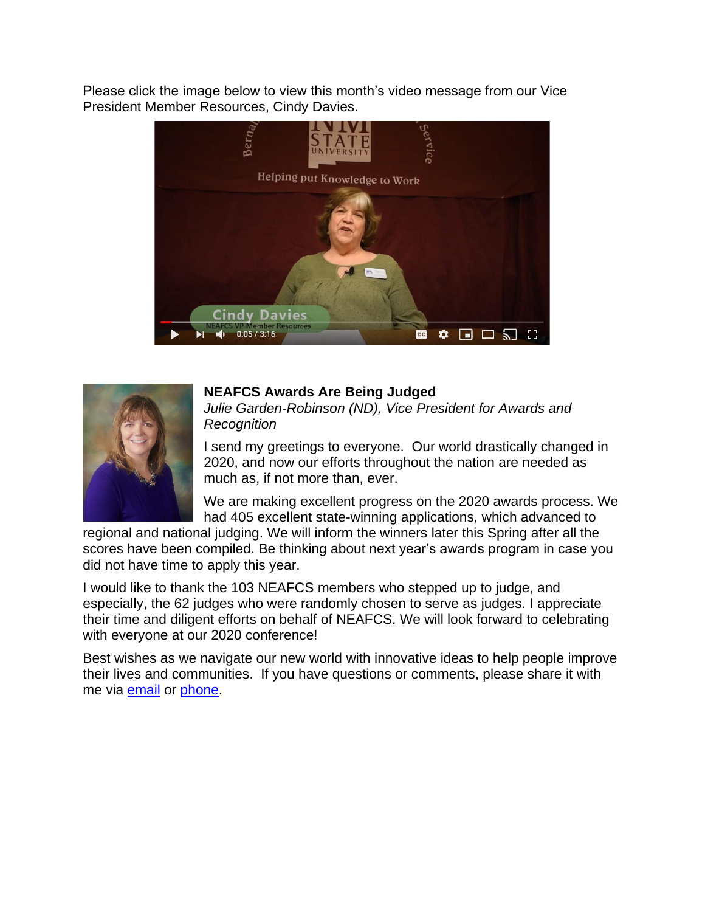Please click the image below to view this month's video message from our Vice President Member Resources, Cindy Davies.

### NEAFCS Awards Are Being Judged

*Julie Garden-Robinson (ND), Vice President for Awards and Recognition*

I send my greetings to everyone. Our world drastically changed in 2020, and now our efforts throughout the nation are needed as much as, if not more than, ever.

We are making excellent progress on the 2020 awards process. We had 405 excellent state-winning applications, which advanced to regional and national judging. We will inform the winners later this Spring after all the scores have been compiled. Be thinking about next year's awards program in case you did not have time to apply this year.

I would like to thank the 103 NEAFCS members who stepped up to judge, and especially, the 62 judges who were randomly chosen to serve as judges. I appreciate their time and diligent efforts on behalf of NEAFCS. We will look forward to celebrating with everyone at our 2020 conference!

Best wishes as we navigate our new world with innovative ideas to help people improve their lives and communities. If you have questions or comments, please share it with me via email or phone.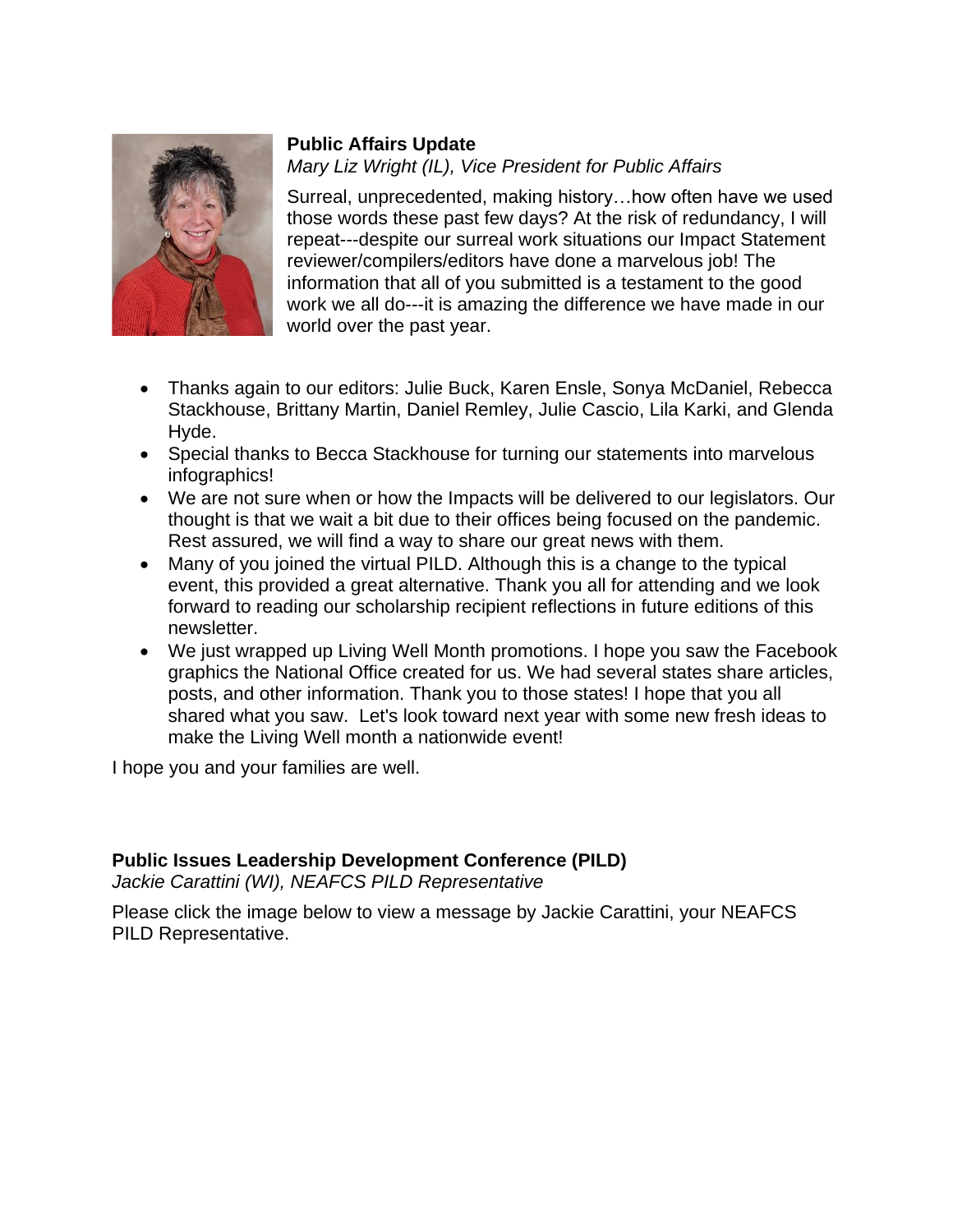## Public Affairs Update

*Mary Liz Wright (IL), Vice President for Public Affairs*

Surreal, unprecedented, making history…how often have we used those words these past few days? At the risk of redundancy, I will repeat---despite our surreal work situations our Impact Statement reviewer/compilers/editors have done a marvelous job! The information that all of you submitted is a testament to the good work we all do---it is amazing the difference we have made in our world over the past year.

- Thanks again to our editors: Julie Buck, Karen Ensle, Sonya McDaniel, Rebecca Stackhouse, Brittany Martin, Daniel Remley, Julie Cascio, Lila Karki, and Glenda Hyde.
- Special thanks to Becca Stackhouse for turning our statements into marvelous infographics!
- We are not sure when or how the Impacts will be delivered to our legislators. Our thought is that we wait a bit due to their offices being focused on the pandemic. Rest assured, we will find a way to share our great news with them.
- Many of you joined the virtual PILD. Although this is a change to the typical event, this provided a great alternative. Thank you all for attending and we look forward to reading our scholarship recipient reflections in future editions of this newsletter.
- We just wrapped up Living Well Month promotions. I hope you saw the Facebook graphics the National Office created for us. We had several states share articles, posts, and other information. Thank you to those states! I hope that you all shared what you saw. Let's look toward next year with some new fresh ideas to make the Living Well month a nationwide event!

I hope you and your families are well.

## Public Issues Leadership Development Conference (PILD)

*Jackie Carattini (WI), NEAFCS PILD Representative*

Please click the image below to view a message by Jackie Carattini, your NEAFCS PILD Representative.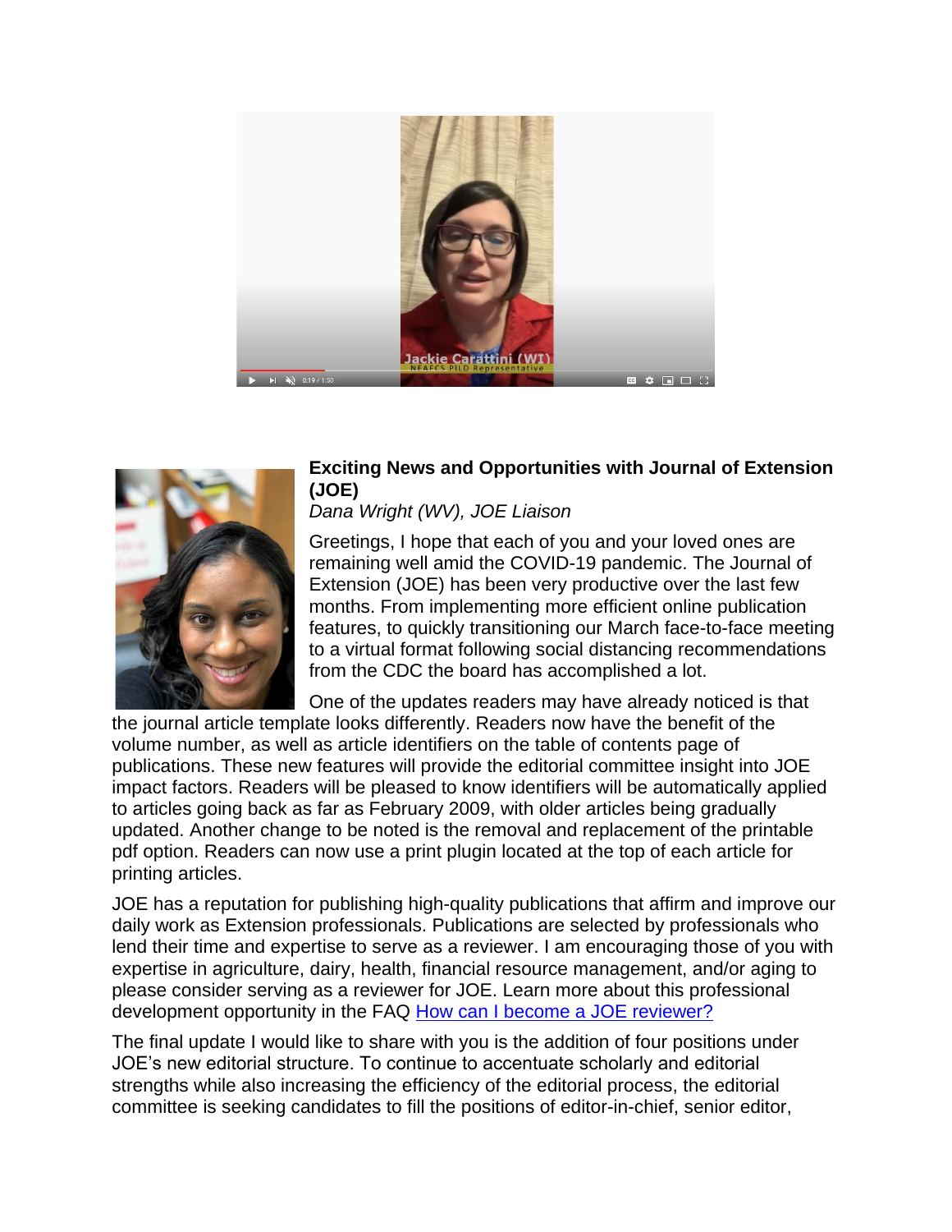**Exciting News and Opportunities with Journal of Extension (JOE)**

*Dana Wright (WV), JOE Liaison*

Greetings, I hope that each of you and your loved ones are remaining well amid the COVID-19 pandemic. The Journal of Extension (JOE) has been very productive over the last few months. From implementing more efficient online publication features, to quickly transitioning our March face-to-face meeting to a virtual format following social distancing recommendations from the CDC the board has accomplished a lot.

One of the updates readers may have already noticed is that the journal article template looks differently. Readers now have the benefit of the volume number, as well as article identifiers on the table of contents page of publications. These new features will provide the editorial committee insight into JOE impact factors. Readers will be pleased to know identifiers will be automatically applied to articles going back as far as February 2009, with older articles being gradually updated. Another change to be noted is the removal and replacement of the printable pdf option. Readers can now use a print plugin located at the top of each article for printing articles.

JOE has a reputation for publishing high-quality publications that affirm and improve our daily work as Extension professionals. Publications are selected by professionals who lend their time and expertise to serve as a reviewer. I am encouraging those of you with expertise in agriculture, dairy, health, financial resource management, and/or aging to please consider serving as a reviewer for JOE. Learn more about this professional development opportunity in the FAQ How can I become a JOE reviewer?

The final update I would like to share with you is the addition of four positions under JOE's new editorial structure. To continue to accentuate scholarly and editorial strengths while also increasing the efficiency of the editorial process, the editorial committee is seeking candidates to fill the positions of editor-in-chief, senior editor,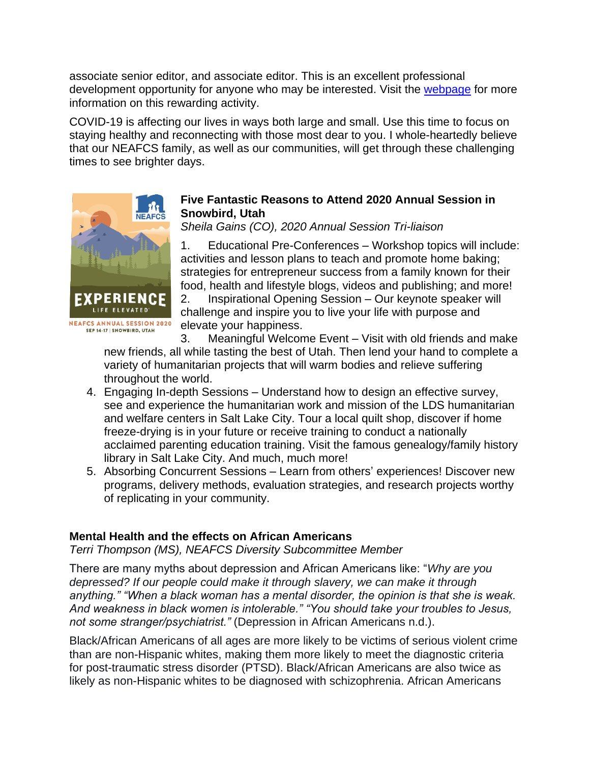associate senior editor, and associate editor. This is an excellent professional development opportunity for anyone who may be interested. Visit the webpage for more information on this rewarding activity.

COVID-19 is affecting our lives in ways both large and small. Use this time to focus on staying healthy and reconnecting with those most dear to you. I whole-heartedly believe that our NEAFCS family, as well as our communities, will get through these challenging times to see brighter days.

### Five Fantastic Reasons to Attend 2020 Annual Session in Snowbird, Utah

*Sheila Gains (CO), 2020 Annual Session Tri-liaison*

1. Educational Pre-Conferences – Workshop topics will include: activities and lesson plans to teach and promote home baking; strategies for entrepreneur success from a family known for their food, health and lifestyle blogs, videos and publishing; and more!
2. Inspirational Opening Session – Our keynote speaker will challenge and inspire you to live your life with purpose and elevate your happiness.
3. Meaningful Welcome Event – Visit with old friends and make new friends, all while tasting the best of Utah. Then lend your hand to complete a variety of humanitarian projects that will warm bodies and relieve suffering throughout the world.
4. Engaging In-depth Sessions – Understand how to design an effective survey, see and experience the humanitarian work and mission of the LDS humanitarian and welfare centers in Salt Lake City. Tour a local quilt shop, discover if home freeze-drying is in your future or receive training to conduct a nationally acclaimed parenting education training. Visit the famous genealogy/family history library in Salt Lake City. And much, much more!
5. Absorbing Concurrent Sessions – Learn from others' experiences! Discover new programs, delivery methods, evaluation strategies, and research projects worthy of replicating in your community.

### Mental Health and the effects on African Americans

*Terri Thompson (MS), NEAFCS Diversity Subcommittee Member*

There are many myths about depression and African Americans like: "*Why are you depressed? If our people could make it through slavery, we can make it through anything." "When a black woman has a mental disorder, the opinion is that she is weak. And weakness in black women is intolerable." "You should take your troubles to Jesus, not some stranger/psychiatrist."* (Depression in African Americans n.d.).

Black/African Americans of all ages are more likely to be victims of serious violent crime than are non-Hispanic whites, making them more likely to meet the diagnostic criteria for post-traumatic stress disorder (PTSD). Black/African Americans are also twice as likely as non-Hispanic whites to be diagnosed with schizophrenia. African Americans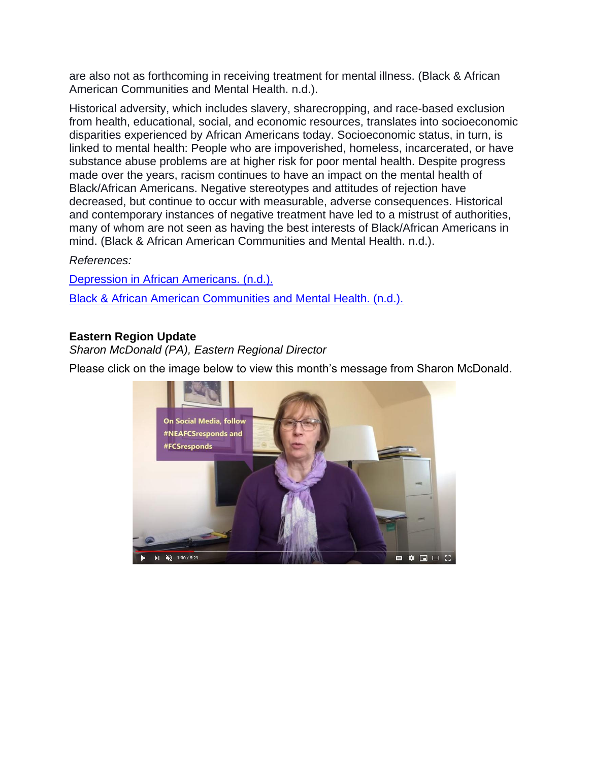are also not as forthcoming in receiving treatment for mental illness. (Black & African American Communities and Mental Health. n.d.).

Historical adversity, which includes slavery, sharecropping, and race-based exclusion from health, educational, social, and economic resources, translates into socioeconomic disparities experienced by African Americans today. Socioeconomic status, in turn, is linked to mental health: People who are impoverished, homeless, incarcerated, or have substance abuse problems are at higher risk for poor mental health. Despite progress made over the years, racism continues to have an impact on the mental health of Black/African Americans. Negative stereotypes and attitudes of rejection have decreased, but continue to occur with measurable, adverse consequences. Historical and contemporary instances of negative treatment have led to a mistrust of authorities, many of whom are not seen as having the best interests of Black/African Americans in mind. (Black & African American Communities and Mental Health. n.d.).

*References:*

Depression in African Americans. (n.d.).

Black & African American Communities and Mental Health. (n.d.).

**Eastern Region Update**

*Sharon McDonald (PA), Eastern Regional Director*

Please click on the image below to view this month's message from Sharon McDonald.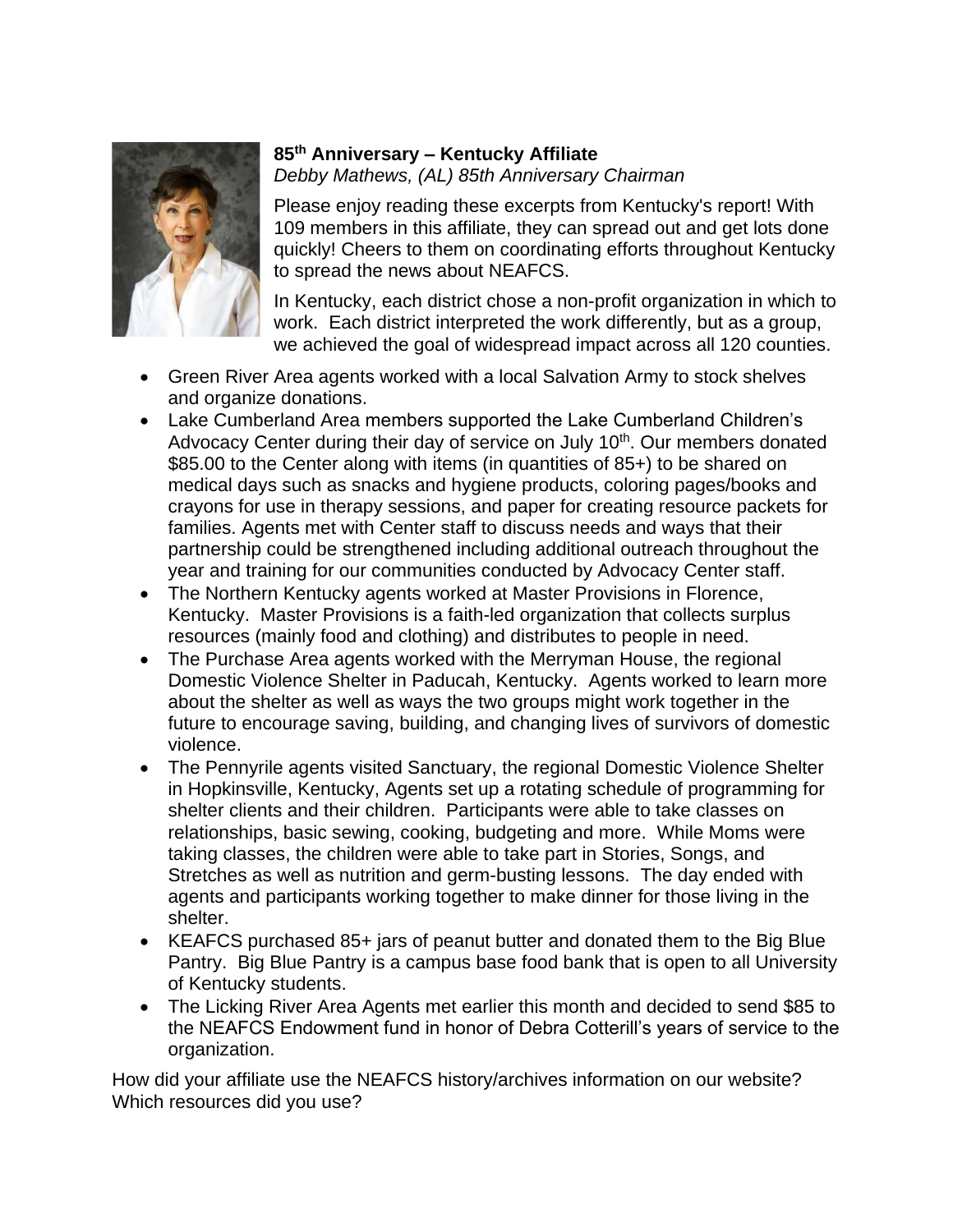### 85th Anniversary – Kentucky Affiliate

*Debby Mathews, (AL) 85th Anniversary Chairman*

Please enjoy reading these excerpts from Kentucky's report! With 109 members in this affiliate, they can spread out and get lots done quickly! Cheers to them on coordinating efforts throughout Kentucky to spread the news about NEAFCS.

In Kentucky, each district chose a non-profit organization in which to work. Each district interpreted the work differently, but as a group, we achieved the goal of widespread impact across all 120 counties.

- Green River Area agents worked with a local Salvation Army to stock shelves and organize donations.
- Lake Cumberland Area members supported the Lake Cumberland Children's Advocacy Center during their day of service on July 10th. Our members donated $85.00 to the Center along with items (in quantities of 85+) to be shared on medical days such as snacks and hygiene products, coloring pages/books and crayons for use in therapy sessions, and paper for creating resource packets for families. Agents met with Center staff to discuss needs and ways that their partnership could be strengthened including additional outreach throughout the year and training for our communities conducted by Advocacy Center staff.
- The Northern Kentucky agents worked at Master Provisions in Florence, Kentucky. Master Provisions is a faith-led organization that collects surplus resources (mainly food and clothing) and distributes to people in need.
- The Purchase Area agents worked with the Merryman House, the regional Domestic Violence Shelter in Paducah, Kentucky. Agents worked to learn more about the shelter as well as ways the two groups might work together in the future to encourage saving, building, and changing lives of survivors of domestic violence.
- The Pennyrile agents visited Sanctuary, the regional Domestic Violence Shelter in Hopkinsville, Kentucky, Agents set up a rotating schedule of programming for shelter clients and their children. Participants were able to take classes on relationships, basic sewing, cooking, budgeting and more. While Moms were taking classes, the children were able to take part in Stories, Songs, and Stretches as well as nutrition and germ-busting lessons. The day ended with agents and participants working together to make dinner for those living in the shelter.
- KEAFCS purchased 85+ jars of peanut butter and donated them to the Big Blue Pantry. Big Blue Pantry is a campus base food bank that is open to all University of Kentucky students.
- The Licking River Area Agents met earlier this month and decided to send $85 to the NEAFCS Endowment fund in honor of Debra Cotterill's years of service to the organization.

How did your affiliate use the NEAFCS history/archives information on our website? Which resources did you use?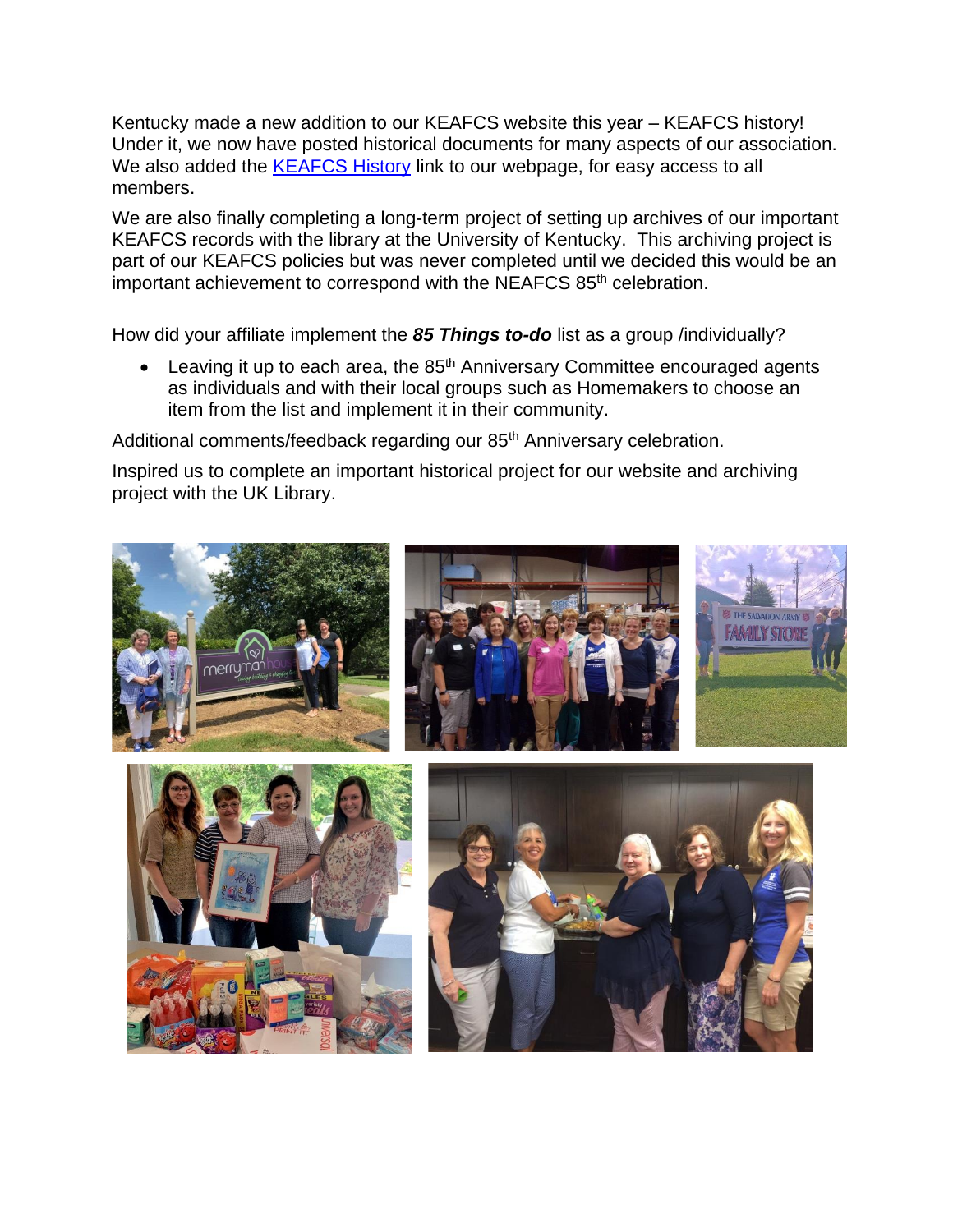Kentucky made a new addition to our KEAFCS website this year – KEAFCS history! Under it, we now have posted historical documents for many aspects of our association. We also added the [KEAFCS History] link to our webpage, for easy access to all members.

We are also finally completing a long-term project of setting up archives of our important KEAFCS records with the library at the University of Kentucky. This archiving project is part of our KEAFCS policies but was never completed until we decided this would be an important achievement to correspond with the NEAFCS 85th celebration.

How did your affiliate implement the ***85 Things to-do*** list as a group /individually?

- Leaving it up to each area, the 85th Anniversary Committee encouraged agents as individuals and with their local groups such as Homemakers to choose an item from the list and implement it in their community.

Additional comments/feedback regarding our 85th Anniversary celebration.

Inspired us to complete an important historical project for our website and archiving project with the UK Library.